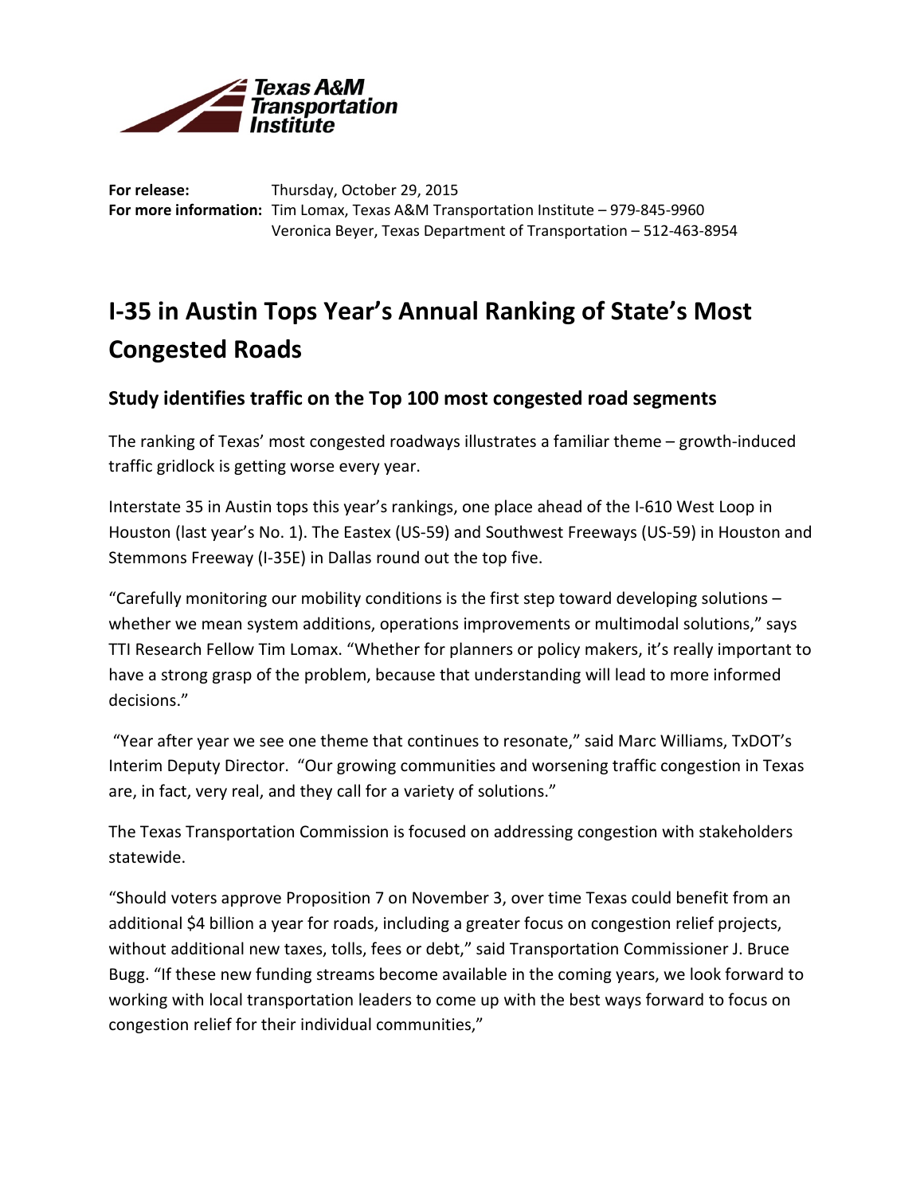Texas A&M Transportation Institute

**For release:** Thursday, October 29, 2015
**For more information:** Tim Lomax, Texas A&M Transportation Institute – 979-845-9960
Veronica Beyer, Texas Department of Transportation – 512-463-8954

# I-35 in Austin Tops Year's Annual Ranking of State's Most Congested Roads

## Study identifies traffic on the Top 100 most congested road segments

The ranking of Texas' most congested roadways illustrates a familiar theme – growth-induced traffic gridlock is getting worse every year.

Interstate 35 in Austin tops this year's rankings, one place ahead of the I-610 West Loop in Houston (last year's No. 1). The Eastex (US-59) and Southwest Freeways (US-59) in Houston and Stemmons Freeway (I-35E) in Dallas round out the top five.

"Carefully monitoring our mobility conditions is the first step toward developing solutions – whether we mean system additions, operations improvements or multimodal solutions," says TTI Research Fellow Tim Lomax. "Whether for planners or policy makers, it's really important to have a strong grasp of the problem, because that understanding will lead to more informed decisions."

"Year after year we see one theme that continues to resonate," said Marc Williams, TxDOT's Interim Deputy Director. "Our growing communities and worsening traffic congestion in Texas are, in fact, very real, and they call for a variety of solutions."

The Texas Transportation Commission is focused on addressing congestion with stakeholders statewide.

"Should voters approve Proposition 7 on November 3, over time Texas could benefit from an additional $4 billion a year for roads, including a greater focus on congestion relief projects, without additional new taxes, tolls, fees or debt," said Transportation Commissioner J. Bruce Bugg. "If these new funding streams become available in the coming years, we look forward to working with local transportation leaders to come up with the best ways forward to focus on congestion relief for their individual communities,"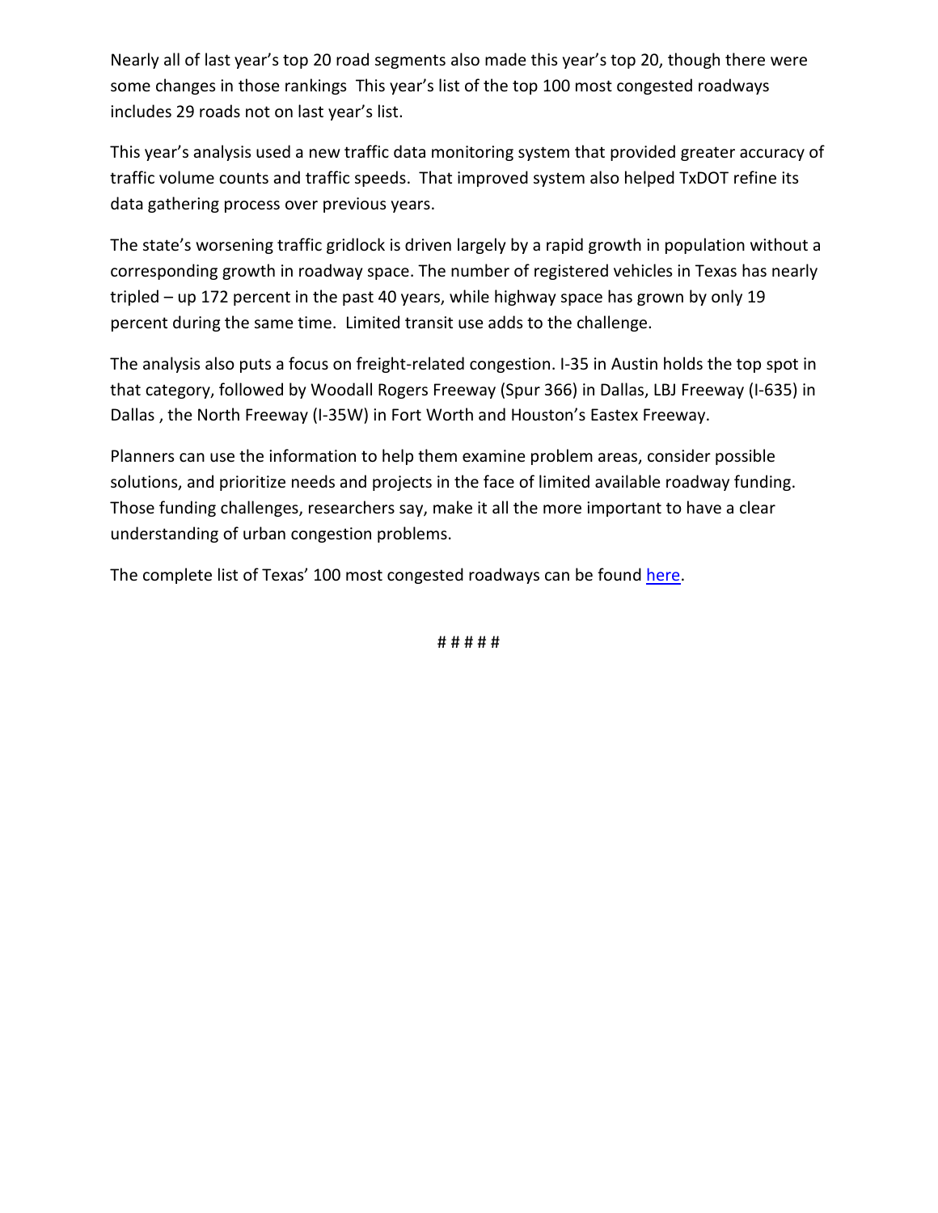Nearly all of last year's top 20 road segments also made this year's top 20, though there were some changes in those rankings  This year's list of the top 100 most congested roadways includes 29 roads not on last year's list.

This year's analysis used a new traffic data monitoring system that provided greater accuracy of traffic volume counts and traffic speeds.  That improved system also helped TxDOT refine its data gathering process over previous years.

The state's worsening traffic gridlock is driven largely by a rapid growth in population without a corresponding growth in roadway space. The number of registered vehicles in Texas has nearly tripled – up 172 percent in the past 40 years, while highway space has grown by only 19 percent during the same time.  Limited transit use adds to the challenge.

The analysis also puts a focus on freight-related congestion. I-35 in Austin holds the top spot in that category, followed by Woodall Rogers Freeway (Spur 366) in Dallas, LBJ Freeway (I-635) in Dallas , the North Freeway (I-35W) in Fort Worth and Houston's Eastex Freeway.

Planners can use the information to help them examine problem areas, consider possible solutions, and prioritize needs and projects in the face of limited available roadway funding. Those funding challenges, researchers say, make it all the more important to have a clear understanding of urban congestion problems.

The complete list of Texas' 100 most congested roadways can be found here.

# # # # #